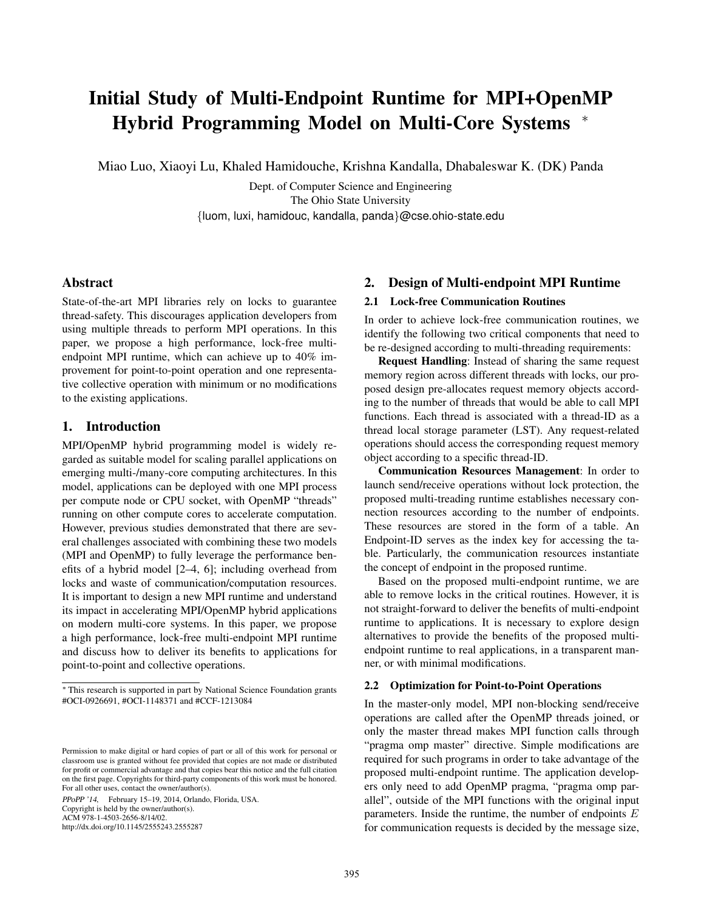# Initial Study of Multi-Endpoint Runtime for MPI+OpenMP Hybrid Programming Model on Multi-Core Systems *

Miao Luo, Xiaoyi Lu, Khaled Hamidouche, Krishna Kandalla, Dhabaleswar K. (DK) Panda

Dept. of Computer Science and Engineering
The Ohio State University
{luom, luxi, hamidouc, kandalla, panda}@cse.ohio-state.edu

## Abstract

State-of-the-art MPI libraries rely on locks to guarantee thread-safety. This discourages application developers from using multiple threads to perform MPI operations. In this paper, we propose a high performance, lock-free multi-endpoint MPI runtime, which can achieve up to 40% improvement for point-to-point operation and one representative collective operation with minimum or no modifications to the existing applications.

## 1. Introduction

MPI/OpenMP hybrid programming model is widely regarded as suitable model for scaling parallel applications on emerging multi-/many-core computing architectures. In this model, applications can be deployed with one MPI process per compute node or CPU socket, with OpenMP "threads" running on other compute cores to accelerate computation. However, previous studies demonstrated that there are several challenges associated with combining these two models (MPI and OpenMP) to fully leverage the performance benefits of a hybrid model [2–4, 6]; including overhead from locks and waste of communication/computation resources. It is important to design a new MPI runtime and understand its impact in accelerating MPI/OpenMP hybrid applications on modern multi-core systems. In this paper, we propose a high performance, lock-free multi-endpoint MPI runtime and discuss how to deliver its benefits to applications for point-to-point and collective operations.

* This research is supported in part by National Science Foundation grants #OCI-0926691, #OCI-1148371 and #CCF-1213084

Permission to make digital or hard copies of part or all of this work for personal or classroom use is granted without fee provided that copies are not made or distributed for profit or commercial advantage and that copies bear this notice and the full citation on the first page. Copyrights for third-party components of this work must be honored. For all other uses, contact the owner/author(s).
*PPoPP '14*, February 15–19, 2014, Orlando, Florida, USA.
Copyright is held by the owner/author(s).
ACM 978-1-4503-2656-8/14/02.
http://dx.doi.org/10.1145/2555243.2555287

## 2. Design of Multi-endpoint MPI Runtime

### 2.1 Lock-free Communication Routines

In order to achieve lock-free communication routines, we identify the following two critical components that need to be re-designed according to multi-threading requirements:

**Request Handling**: Instead of sharing the same request memory region across different threads with locks, our proposed design pre-allocates request memory objects according to the number of threads that would be able to call MPI functions. Each thread is associated with a thread-ID as a thread local storage parameter (LST). Any request-related operations should access the corresponding request memory object according to a specific thread-ID.

**Communication Resources Management**: In order to launch send/receive operations without lock protection, the proposed multi-treading runtime establishes necessary connection resources according to the number of endpoints. These resources are stored in the form of a table. An Endpoint-ID serves as the index key for accessing the table. Particularly, the communication resources instantiate the concept of endpoint in the proposed runtime.

Based on the proposed multi-endpoint runtime, we are able to remove locks in the critical routines. However, it is not straight-forward to deliver the benefits of multi-endpoint runtime to applications. It is necessary to explore design alternatives to provide the benefits of the proposed multi-endpoint runtime to real applications, in a transparent manner, or with minimal modifications.

### 2.2 Optimization for Point-to-Point Operations

In the master-only model, MPI non-blocking send/receive operations are called after the OpenMP threads joined, or only the master thread makes MPI function calls through "pragma omp master" directive. Simple modifications are required for such programs in order to take advantage of the proposed multi-endpoint runtime. The application developers only need to add OpenMP pragma, "pragma omp parallel", outside of the MPI functions with the original input parameters. Inside the runtime, the number of endpoints $E$ for communication requests is decided by the message size,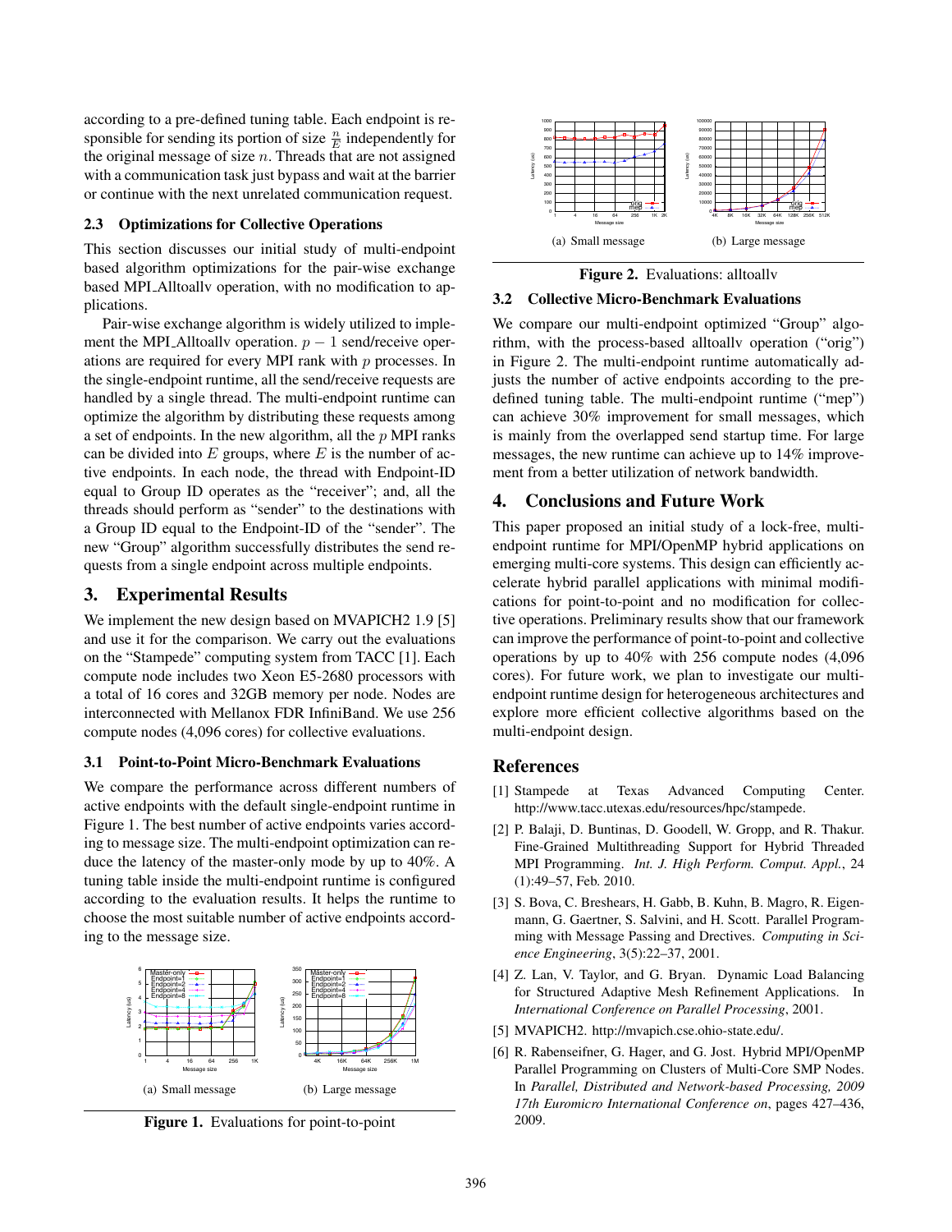according to a pre-defined tuning table. Each endpoint is responsible for sending its portion of size $\frac{n}{E}$ independently for the original message of size $n$. Threads that are not assigned with a communication task just bypass and wait at the barrier or continue with the next unrelated communication request.

### 2.3 Optimizations for Collective Operations

This section discusses our initial study of multi-endpoint based algorithm optimizations for the pair-wise exchange based MPI_Alltoallv operation, with no modification to applications.

Pair-wise exchange algorithm is widely utilized to implement the MPI_Alltoallv operation. $p-1$ send/receive operations are required for every MPI rank with $p$ processes. In the single-endpoint runtime, all the send/receive requests are handled by a single thread. The multi-endpoint runtime can optimize the algorithm by distributing these requests among a set of endpoints. In the new algorithm, all the $p$ MPI ranks can be divided into $E$ groups, where $E$ is the number of active endpoints. In each node, the thread with Endpoint-ID equal to Group ID operates as the "receiver"; and, all the threads should perform as "sender" to the destinations with a Group ID equal to the Endpoint-ID of the "sender". The new "Group" algorithm successfully distributes the send requests from a single endpoint across multiple endpoints.

## 3. Experimental Results

We implement the new design based on MVAPICH2 1.9 [5] and use it for the comparison. We carry out the evaluations on the "Stampede" computing system from TACC [1]. Each compute node includes two Xeon E5-2680 processors with a total of 16 cores and 32GB memory per node. Nodes are interconnected with Mellanox FDR InfiniBand. We use 256 compute nodes (4,096 cores) for collective evaluations.

### 3.1 Point-to-Point Micro-Benchmark Evaluations

We compare the performance across different numbers of active endpoints with the default single-endpoint runtime in Figure 1. The best number of active endpoints varies according to message size. The multi-endpoint optimization can reduce the latency of the master-only mode by up to 40%. A tuning table inside the multi-endpoint runtime is configured according to the evaluation results. It helps the runtime to choose the most suitable number of active endpoints according to the message size.

Master-only
Endpoint=1
Endpoint=2
Endpoint=4
Endpoint=8
Latency (us)
Message size

(a) Small message

(b) Large message

**Figure 1.** Evaluations for point-to-point

orig
mep
Latency (us)
Message size

(a) Small message

(b) Large message

**Figure 2.** Evaluations: alltoallv

### 3.2 Collective Micro-Benchmark Evaluations

We compare our multi-endpoint optimized "Group" algorithm, with the process-based alltoallv operation ("orig") in Figure 2. The multi-endpoint runtime automatically adjusts the number of active endpoints according to the pre-defined tuning table. The multi-endpoint runtime ("mep") can achieve 30% improvement for small messages, which is mainly from the overlapped send startup time. For large messages, the new runtime can achieve up to 14% improvement from a better utilization of network bandwidth.

## 4. Conclusions and Future Work

This paper proposed an initial study of a lock-free, multi-endpoint runtime for MPI/OpenMP hybrid applications on emerging multi-core systems. This design can efficiently accelerate hybrid parallel applications with minimal modifications for point-to-point and no modification for collective operations. Preliminary results show that our framework can improve the performance of point-to-point and collective operations by up to 40% with 256 compute nodes (4,096 cores). For future work, we plan to investigate our multi-endpoint runtime design for heterogeneous architectures and explore more efficient collective algorithms based on the multi-endpoint design.

## References

[1] Stampede at Texas Advanced Computing Center. http://www.tacc.utexas.edu/resources/hpc/stampede.

[2] P. Balaji, D. Buntinas, D. Goodell, W. Gropp, and R. Thakur. Fine-Grained Multithreading Support for Hybrid Threaded MPI Programming. *Int. J. High Perform. Comput. Appl.*, 24 (1):49–57, Feb. 2010.

[3] S. Bova, C. Breshears, H. Gabb, B. Kuhn, B. Magro, R. Eigenmann, G. Gaertner, S. Salvini, and H. Scott. Parallel Programming with Message Passing and Drectives. *Computing in Science Engineering*, 3(5):22–37, 2001.

[4] Z. Lan, V. Taylor, and G. Bryan. Dynamic Load Balancing for Structured Adaptive Mesh Refinement Applications. In *International Conference on Parallel Processing*, 2001.

[5] MVAPICH2. http://mvapich.cse.ohio-state.edu/.

[6] R. Rabenseifner, G. Hager, and G. Jost. Hybrid MPI/OpenMP Parallel Programming on Clusters of Multi-Core SMP Nodes. In *Parallel, Distributed and Network-based Processing, 2009 17th Euromicro International Conference on*, pages 427–436, 2009.